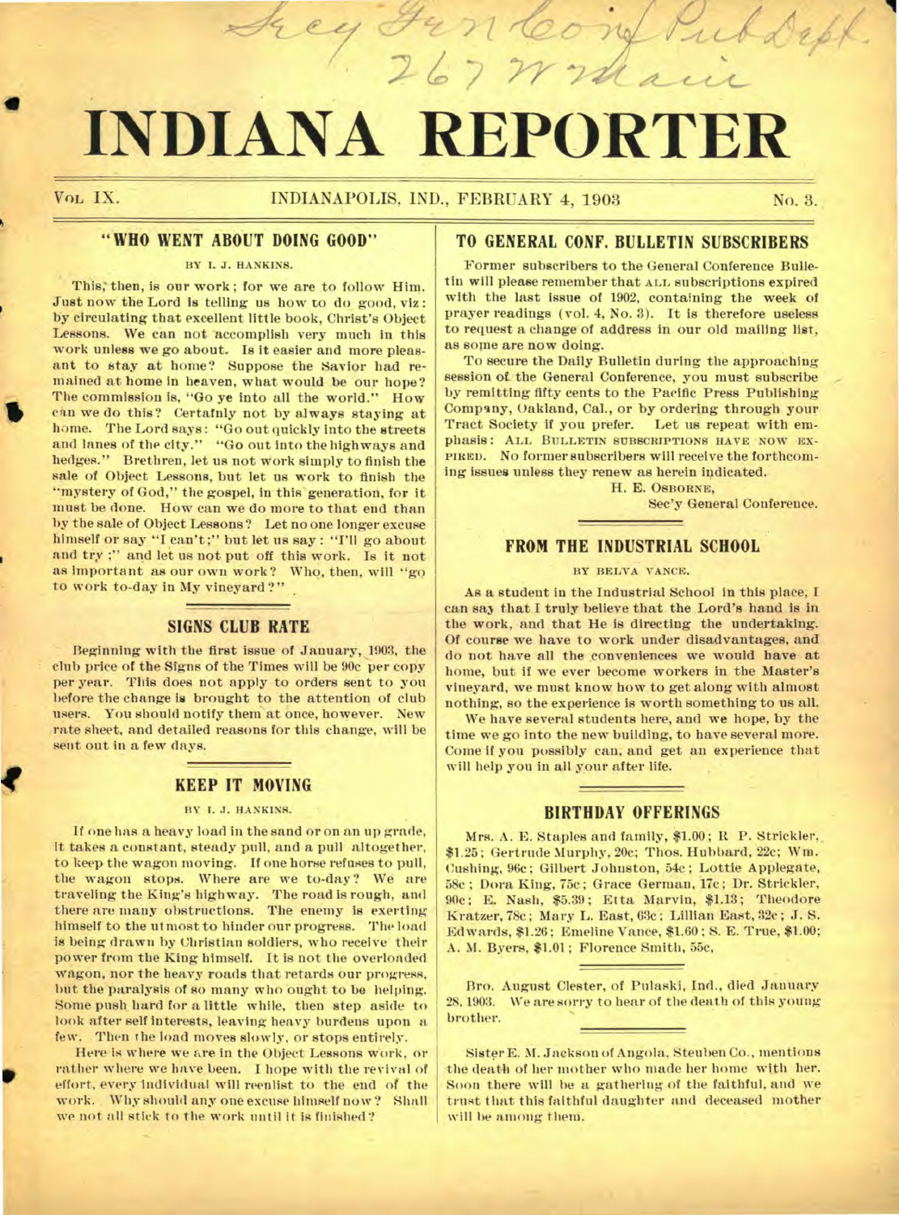Secy Gen Conf Pub Dept.
267 W Main

# INDIANA REPORTER

VOL IX. INDIANAPOLIS, IND., FEBRUARY 4, 1903 No. 3.

## "WHO WENT ABOUT DOING GOOD"

BY I. J. HANKINS.

This, then, is our work; for we are to follow Him. Just now the Lord is telling us how to do good, viz: by circulating that excellent little book, Christ's Object Lessons. We can not accomplish very much in this work unless we go about. Is it easier and more pleasant to stay at home? Suppose the Savior had remained at home in heaven, what would be our hope? The commission is, "Go ye into all the world." How can we do this? Certainly not by always staying at home. The Lord says: "Go out quickly into the streets and lanes of the city." "Go out into the highways and hedges." Brethren, let us not work simply to finish the sale of Object Lessons, but let us work to finish the "mystery of God," the gospel, in this generation, for it must be done. How can we do more to that end than by the sale of Object Lessons? Let no one longer excuse himself or say "I can't;" but let us say: "I'll go about and try;" and let us not put off this work. Is it not as important as our own work? Who, then, will "go to work to-day in My vineyard?"

## SIGNS CLUB RATE

Beginning with the first issue of January, 1903, the club price of the Signs of the Times will be 90c per copy per year. This does not apply to orders sent to you before the change is brought to the attention of club users. You should notify them at once, however. New rate sheet, and detailed reasons for this change, will be sent out in a few days.

## KEEP IT MOVING

BY I. J. HANKINS.

If one has a heavy load in the sand or on an up grade, it takes a constant, steady pull, and a pull altogether, to keep the wagon moving. If one horse refuses to pull, the wagon stops. Where are we to-day? We are traveling the King's highway. The road is rough, and there are many obstructions. The enemy is exerting himself to the utmost to hinder our progress. The load is being drawn by Christian soldiers, who receive their power from the King himself. It is not the overloaded wagon, nor the heavy roads that retards our progress, but the paralysis of so many who ought to be helping. Some push hard for a little while, then step aside to look after self interests, leaving heavy burdens upon a few. Then the load moves slowly, or stops entirely.

Here is where we are in the Object Lessons work, or rather where we have been. I hope with the revival of effort, every individual will reenlist to the end of the work. Why should any one excuse himself now? Shall we not all stick to the work until it is finished?

## TO GENERAL CONF. BULLETIN SUBSCRIBERS

Former subscribers to the General Conference Bulletin will please remember that ALL subscriptions expired with the last issue of 1902, containing the week of prayer readings (vol. 4, No. 3). It is therefore useless to request a change of address in our old mailing list, as some are now doing.

To secure the Daily Bulletin during the approaching session of the General Conference, you must subscribe by remitting fifty cents to the Pacific Press Publishing Company, Oakland, Cal., or by ordering through your Tract Society if you prefer. Let us repeat with emphasis: ALL BULLETIN SUBSCRIPTIONS HAVE NOW EXPIRED. No former subscribers will receive the forthcoming issues unless they renew as herein indicated.

H. E. OSBORNE,
Sec'y General Conference.

## FROM THE INDUSTRIAL SCHOOL

BY BELVA VANCE.

As a student in the Industrial School in this place, I can say that I truly believe that the Lord's hand is in the work, and that He is directing the undertaking. Of course we have to work under disadvantages, and do not have all the conveniences we would have at home, but if we ever become workers in the Master's vineyard, we must know how to get along with almost nothing, so the experience is worth something to us all.

We have several students here, and we hope, by the time we go into the new building, to have several more. Come if you possibly can, and get an experience that will help you in all your after life.

## BIRTHDAY OFFERINGS

Mrs. A. E. Staples and family, $1.00; R. P. Strickler, $1.25; Gertrude Murphy, 20c; Thos. Hubbard, 22c; Wm. Cushing, 96c; Gilbert Johnston, 54c; Lottie Applegate, 58c; Dora King, 75c; Grace German, 17c; Dr. Strickler, 90c; E. Nash, $5.39; Etta Marvin, $1.13; Theodore Kratzer, 78c; Mary L. East, 63c; Lillian East, 32c; J. S. Edwards, $1.26; Emeline Vance, $1.60; S. E. True, $1.00; A. M. Byers, $1.01; Florence Smith, 55c.

Bro. August Clester, of Pulaski, Ind., died January 28, 1903. We are sorry to hear of the death of this young brother.

Sister E. M. Jackson of Angola, Steuben Co., mentions the death of her mother who made her home with her. Soon there will be a gathering of the faithful, and we trust that this faithful daughter and deceased mother will be among them.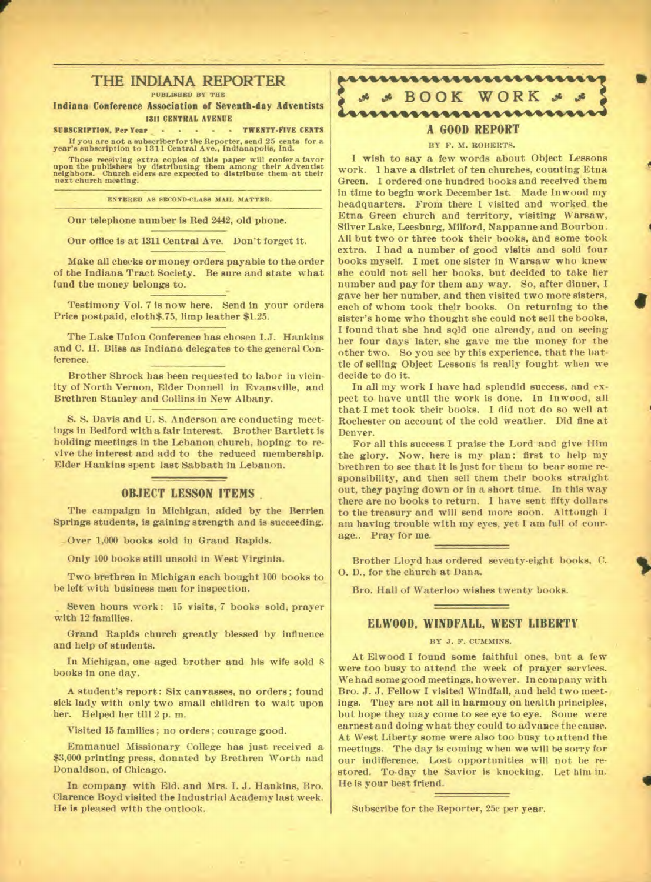# THE INDIANA REPORTER

PUBLISHED BY THE

**Indiana Conference Association of Seventh-day Adventists**

**1311 CENTRAL AVENUE**

**SUBSCRIPTION, Per Year - - - - - - TWENTY-FIVE CENTS**

If you are not a subscriber for the Reporter, send 25 cents for a year's subscription to 1311 Central Ave., Indianapolis, Ind.

Those receiving extra copies of this paper will confer a favor upon the publishers by distributing them among their Adventist neighbors. Church elders are expected to distribute them at their next church meeting.

ENTERED AS SECOND-CLASS MAIL MATTER.

Our telephone number is Red 2442, old phone.

Our office is at 1311 Central Ave. Don't forget it.

Make all checks or money orders payable to the order of the Indiana Tract Society. Be sure and state what fund the money belongs to.

Testimony Vol. 7 is now here. Send in your orders Price postpaid, cloth$.75, limp leather $1.25.

The Lake Union Conference has chosen I.J. Hankins and C. H. Bliss as Indiana delegates to the general Conference.

Brother Shrock has been requested to labor in vicinity of North Vernon, Elder Donnell in Evansville, and Brethren Stanley and Collins in New Albany.

S. S. Davis and U. S. Anderson are conducting meetings in Bedford with a fair interest. Brother Bartlett is holding meetings in the Lebanon church, hoping to revive the interest and add to the reduced membership. Elder Hankins spent last Sabbath in Lebanon.

## OBJECT LESSON ITEMS

The campaign in Michigan, aided by the Berrien Springs students, is gaining strength and is succeeding.

Over 1,000 books sold in Grand Rapids.

Only 100 books still unsold in West Virginia.

Two brethren in Michigan each bought 100 books to be left with business men for inspection.

Seven hours work: 15 visits, 7 books sold, prayer with 12 families.

Grand Rapids church greatly blessed by influence and help of students.

In Michigan, one aged brother and his wife sold 8 books in one day.

A student's report: Six canvasses, no orders; found sick lady with only two small children to wait upon her. Helped her till 2 p. m.

Visited 15 families; no orders; courage good.

Emmanuel Missionary College has just received a $3,000 printing press, donated by Brethren Worth and Donaldson, of Chicago.

In company with Eld. and Mrs. I. J. Hankins, Bro. Clarence Boyd visited the Industrial Academy last week. He is pleased with the outlook.

## BOOK WORK

### A GOOD REPORT

BY F. M. ROBERTS.

I wish to say a few words about Object Lessons work. I have a district of ten churches, counting Etna Green. I ordered one hundred books and received them in time to begin work December 1st. Made Inwood my headquarters. From there I visited and worked the Etna Green church and territory, visiting Warsaw, Silver Lake, Leesburg, Milford, Nappanne and Bourbon. All but two or three took their books, and some took extra. I had a number of good visits and sold four books myself. I met one sister in Warsaw who knew she could not sell her books, but decided to take her number and pay for them any way. So, after dinner, I gave her her number, and then visited two more sisters, each of whom took their books. On returning to the sister's home who thought she could not sell the books, I found that she had sold one already, and on seeing her four days later, she gave me the money for the other two. So you see by this experience, that the battle of selling Object Lessons is really fought when we decide to do it.

In all my work I have had splendid success, and expect to have until the work is done. In Inwood, all that I met took their books. I did not do so well at Rochester on account of the cold weather. Did fine at Denver.

For all this success I praise the Lord and give Him the glory. Now, here is my plan: first to help my brethren to see that it is just for them to bear some responsibility, and then sell them their books straight out, they paying down or in a short time. In this way there are no books to return. I have sent fifty dollars to the treasury and will send more soon. Altough I am having trouble with my eyes, yet I am full of courage.. Pray for me.

Brother Lloyd has ordered seventy-eight books, C. O. D., for the church at Dana.

Bro. Hall of Waterloo wishes twenty books.

## ELWOOD, WINDFALL, WEST LIBERTY

BY J. F. CUMMINS.

At Elwood I found some faithful ones, but a few were too busy to attend the week of prayer services. We had some good meetings, however. In company with Bro. J. J. Fellow I visited Windfall, and held two meetings. They are not all in harmony on health principles, but hope they may come to see eye to eye. Some were earnest and doing what they could to advance the cause. At West Liberty some were also too busy to attend the meetings. The day is coming when we will be sorry for our indifference. Lost opportunities will not be restored. To-day the Savior is knocking. Let him in. He is your best friend.

Subscribe for the Reporter, 25c per year.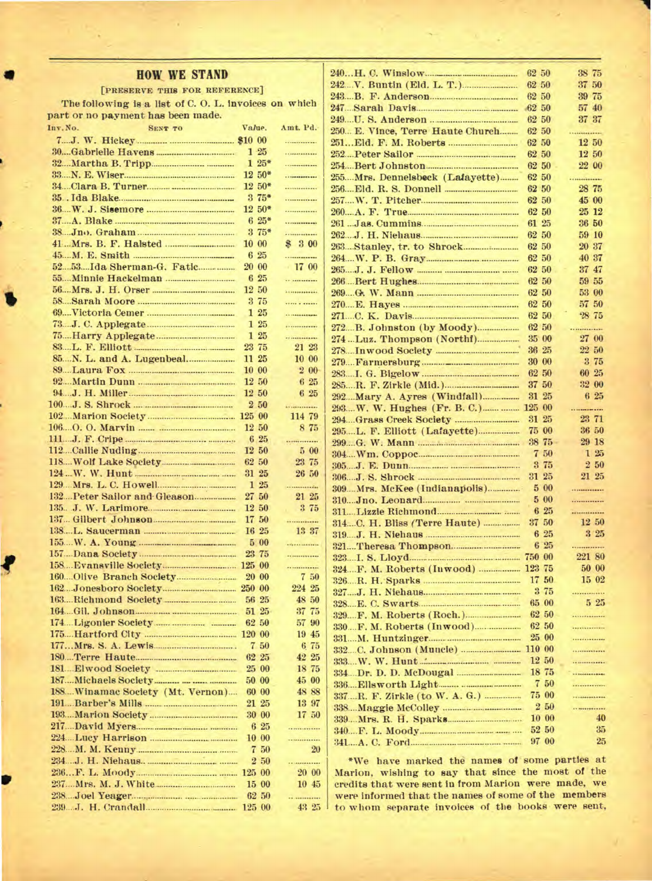## HOW WE STAND

[PRESERVE THIS FOR REFERENCE]

The following is a list of C. O. L. invoices on which part or no payment has been made.

| Inv. No. | Sent To | Value. | Amt. Pd. |
|---|---|---|---|
| 7 | J. W. Hickey | $10 00 | |
| 30 | Gabrielle Havens | 1 25 | |
| 32 | Martha B. Tripp | 1 25* | |
| 33 | N. E. Wiser | 12 50* | |
| 34 | Clara B. Turner | 12 50* | |
| 35 | Ida Blake | 3 75* | |
| 36 | W. J. Sisemore | 12 50* | |
| 37 | A. Blake | 6 25* | |
| 38 | Jno. Graham | 3 75* | |
| 41 | Mrs. B. F. Halsted | 10 00 | $ 3 00 |
| 45 | M. E. Smith | 6 25 | |
| 52 | 53 Ida Sherman-G. Fatic | 20 00 | 17 00 |
| 55 | Minnie Hackelman | 6 25 | |
| 56 | Mrs. J. H. Orser | 12 50 | |
| 58 | Sarah Moore | 3 75 | |
| 69 | Victoria Cemer | 1 25 | |
| 73 | J. C. Applegate | 1 25 | |
| 75 | Harry Applegate | 1 25 | |
| 83 | L. F. Elliott | 23 75 | 21 23 |
| 85 | N. L. and A. Lugenbeal | 11 25 | 10 00 |
| 89 | Laura Fox | 10 00 | 2 00 |
| 92 | Martin Dunn | 12 50 | 6 25 |
| 94 | J. H. Miller | 12 50 | 6 25 |
| 100 | J. S. Shrock | 2 50 | |
| 102 | Marion Society | 125 00 | 114 79 |
| 106 | O. O. Marvin | 12 50 | 8 75 |
| 111 | J. F. Cripe | 6 25 | |
| 112 | Callie Nuding | 12 50 | 5 00 |
| 118 | Wolf Lake Society | 62 50 | 23 75 |
| 124 | W. W. Hunt | 31 25 | 26 50 |
| 129 | Mrs. L. C. Howell | 1 25 | |
| 132 | Peter Sailor and Gleason | 27 50 | 21 25 |
| 135 | J. W. Larimore | 12 50 | 3 75 |
| 137 | Gilbert Johnson | 17 50 | |
| 138 | L. Saucerman | 16 25 | 13 37 |
| 155 | W. A. Young | 5 00 | |
| 157 | Dana Society | 23 75 | |
| 158 | Evansville Society | 125 00 | |
| 160 | Olive Branch Society | 20 00 | 7 50 |
| 162 | Jonesboro Society | 250 00 | 224 25 |
| 163 | Richmond Society | 56 25 | 48 50 |
| 164 | Gil. Johnson | 51 25 | 37 75 |
| 174 | Ligonier Society | 62 50 | 57 90 |
| 175 | Hartford City | 120 00 | 19 45 |
| 177 | Mrs. S. A. Lewis | 7 50 | 6 75 |
| 180 | Terre Haute | 62 25 | 42 25 |
| 181 | Elwood Society | 25 00 | 18 75 |
| 187 | Michaels Society | 50 00 | 45 00 |
| 188 | Winamac Society (Mt. Vernon) | 60 00 | 48 88 |
| 191 | Barber's Mills | 21 25 | 13 97 |
| 193 | Marion Society | 30 00 | 17 50 |
| 217 | David Myers | 6 25 | |
| 224 | Lucy Harrison | 10 00 | |
| 228 | M. M. Kenny | 7 50 | 20 |
| 234 | J. H. Niehaus | 2 50 | |
| 236 | F. L. Moody | 125 00 | 20 00 |
| 237 | Mrs. M. J. White | 15 00 | 10 45 |
| 238 | Joel Yeager | 62 50 | |
| 239 | J. H. Crandall | 125 00 | 43 25 |
| 240 | H. C. Winslow | 62 50 | 38 75 |
| 242 | V. Buntin (Eld. L. T.) | 62 50 | 37 50 |
| 243 | B. F. Anderson | 62 50 | 39 75 |
| 247 | Sarah Davis | 62 50 | 57 40 |
| 249 | U. S. Anderson | 62 50 | 37 37 |
| 250 | E. Vince, Terre Haute Church | 62 50 | |
| 251 | Eld. F. M. Roberts | 62 50 | 12 50 |
| 252 | Peter Sailor | 62 50 | 12 50 |
| 254 | Bert Johnston | 62 50 | 22 00 |
| 255 | Mrs. Dennelsbeck (Lafayette) | 62 50 | |
| 256 | Eld. R. S. Donnell | 62 50 | 28 75 |
| 257 | W. T. Pitcher | 62 50 | 45 00 |
| 260 | A. F. True | 62 50 | 25 12 |
| 261 | Jas. Cummins | 61 25 | 36 50 |
| 262 | J. H. Niehaus | 62 50 | 59 10 |
| 263 | Stanley, tr. to Shrock | 62 50 | 20 37 |
| 264 | W. P. B. Gray | 62 50 | 40 37 |
| 265 | J. J. Fellow | 62 50 | 37 47 |
| 266 | Bert Hughes | 62 50 | 59 55 |
| 269 | G. W. Mann | 62 50 | 53 00 |
| 270 | E. Hayes | 62 50 | 57 50 |
| 271 | C. K. Davis | 62 50 | 28 75 |
| 272 | B. Johnston (by Moody) | 62 50 | |
| 274 | Luz. Thompson (Northf) | 35 00 | 27 00 |
| 278 | Inwood Society | 36 25 | 22 50 |
| 279 | Farmersburg | 30 00 | 3 75 |
| 283 | I. G. Bigelow | 62 50 | 60 25 |
| 285 | R. F. Zirkle (Mid.) | 37 50 | 32 00 |
| 292 | Mary A. Ayres (Windfall) | 31 25 | 6 25 |
| 293 | W. W. Hughes (Fr. B. C.) | 125 00 | |
| 294 | Grass Creek Society | 31 25 | 23 71 |
| 295 | L. F. Elliott (Lafayette) | 75 00 | 36 50 |
| 299 | G. W. Mann | 38 75 | 29 18 |
| 304 | Wm. Coppoc | 7 50 | 1 25 |
| 305 | J. E. Dunn | 3 75 | 2 50 |
| 306 | J. S. Shrock | 31 25 | 21 25 |
| 309 | Mrs. McKee (Indianapolis) | 5 00 | |
| 310 | Jno. Leonard | 5 00 | |
| 311 | Lizzie Richmond | 6 25 | |
| 314 | C. H. Bliss (Terre Haute) | 37 50 | 12 50 |
| 319 | J. H. Niehaus | 6 25 | 3 25 |
| 321 | Theresa Thompson | 6 25 | |
| 323 | I. S. Lloyd | 750 00 | 221 80 |
| 324 | F. M. Roberts (Inwood) | 123 75 | 50 00 |
| 326 | R. H. Sparks | 17 50 | 15 02 |
| 327 | J. H. Niehaus | 3 75 | |
| 328 | E. C. Swarts | 65 00 | 5 25 |
| 329 | F. M. Roberts (Roch.) | 62 50 | |
| 330 | F. M. Roberts (Inwood) | 62 50 | |
| 331 | M. Huntzinger | 25 00 | |
| 332 | C. Johnson (Muncie) | 110 00 | |
| 333 | W. W. Hunt | 12 50 | |
| 334 | Dr. D. D. McDougal | 18 75 | |
| 336 | Ellsworth Light | 7 50 | |
| 337 | R. F. Zirkle (to W. A. G.) | 75 00 | |
| 338 | Maggie McColley | 2 50 | |
| 339 | Mrs. R. H. Sparks | 10 00 | 40 |
| 340 | F. L. Moody | 52 50 | 35 |
| 341 | A. C. Ford | 97 00 | 25 |

*We have marked the names of some parties at Marion, wishing to say that since the most of the credits that were sent in from Marion were made, we were informed that the names of some of the members to whom separate invoices of the books were sent,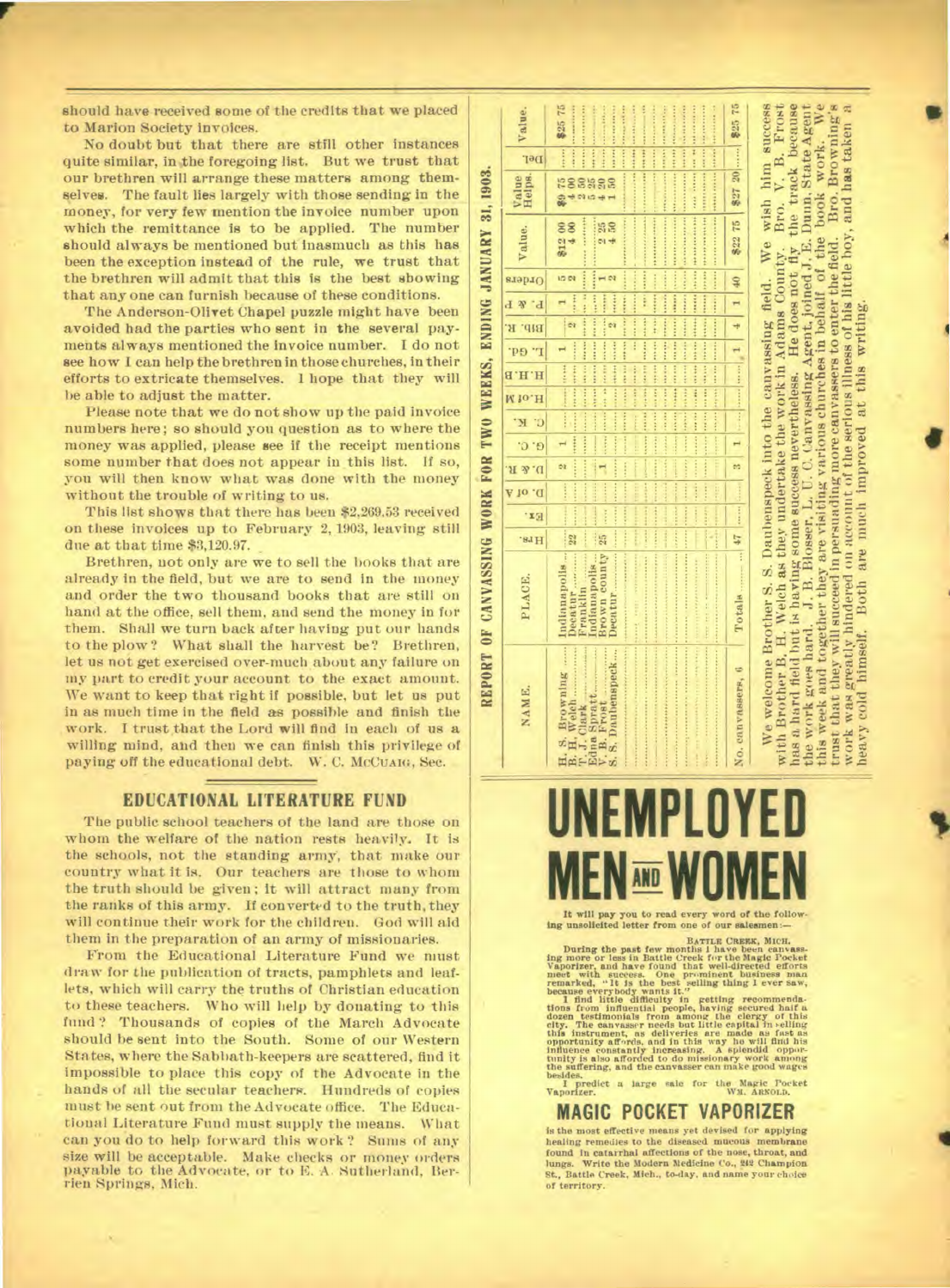should have received some of the credits that we placed to Marion Society invoices.

No doubt but that there are still other instances quite similar, in the foregoing list. But we trust that our brethren will arrange these matters among themselves. The fault lies largely with those sending in the money, for very few mention the invoice number upon which the remittance is to be applied. The number should always be mentioned but inasmuch as this has been the exception instead of the rule, we trust that the brethren will admit that this is the best showing that any one can furnish because of these conditions.

The Anderson-Olivet Chapel puzzle might have been avoided had the parties who sent in the several payments mentioned the invoice number. I do not see how I can help the brethren in those churches, in their efforts to extricate themselves. I hope that they will be able to adjust the matter.

Please note that we do not show up the paid invoice numbers here; so should you question as to where the money was applied, please see if the receipt mentions some number that does not appear in this list. If so, you will then know what was done with the money without the trouble of writing to us.

This list shows that there has been $2,269.53 received on these invoices up to February 2, 1903, leaving still due at that time $3,120.97.

Brethren, not only are we to sell the books that are already in the field, but we are to send in the money and order the two thousand books that are still on hand at the office, sell them, and send the money in for them. Shall we turn back after having put our hands to the plow? What shall the harvest be? Brethren, let us not get exercised over-much about any failure on my part to credit your account to the exact amount. We want to keep that right if possible, but let us put in as much time in the field as possible and finish the work. I trust that the Lord will find in each of us a willing mind, and then we can finish this privilege of paying off the educational debt. W. C. McCuaig, Sec.

## EDUCATIONAL LITERATURE FUND

The public school teachers of the land are those on whom the welfare of the nation rests heavily. It is the schools, not the standing army, that make our country what it is. Our teachers are those to whom the truth should be given; it will attract many from the ranks of this army. If converted to the truth, they will continue their work for the children. God will aid them in the preparation of an army of missionaries.

From the Educational Literature Fund we must draw for the publication of tracts, pamphlets and leaflets, which will carry the truths of Christian education to these teachers. Who will help by donating to this fund? Thousands of copies of the March Advocate should be sent into the South. Some of our Western States, where the Sabbath-keepers are scattered, find it impossible to place this copy of the Advocate in the hands of all the secular teachers. Hundreds of copies must be sent out from the Advocate office. The Educational Literature Fund must supply the means. What can you do to help forward this work? Sums of any size will be acceptable. Make checks or money orders payable to the Advocate, or to E. A. Sutherland, Berrien Springs, Mich.

## REPORT OF CANVASSING WORK FOR TWO WEEKS, ENDING JANUARY 31, 1903.

| NAME. | PLACE. | Hrs. | Bks. | D. of A | D. & R. | G. C. | C. K. | H. of R | H. H. | T. G. | H. M. | P. & P. | Orders | Value. | Value Helps. | Del. | Value. |
|---|---|---|---|---|---|---|---|---|---|---|---|---|---|---|---|---|---|
| H. S. Browning | Indianapolis | 22 | | | 2 | 1 | | | | 1 | | 1 | 5 | $12 00 | $9 75 | | $25 75 |
| B. H. Welch | Decatur | | | | | | | | | | 2 | | 2 | 4 00 | 4 00 | | |
| T. J. Clark | Franklin | | | | | | | | | | | | | | 2 35 | | |
| Edna Spratt | Indianapolis | 25 | | | 1 | | | | | | | | 1 | 2 25 | 5 20 | | |
| V. B. Frost | Brown county | | | | | | | | | | 2 | | 2 | 4 50 | 4 40 | | |
| S. S. Daubenspeck | Decatur | | | | | | | | | | | | | | 1 50 | | |
| No. canvassers, 6 | Totals | 47 | | | 3 | 1 | | | | 1 | 4 | 1 | 10 | $22 75 | $27 20 | .... | $25 75 |

We welcome Brother S. S. Daubenspeck into the canvassing field. We wish him success with Brother B. H. Welch as they undertake the work in Adams County. Bro. V. B. Frost has a hard field but is having some success nevertheless. He does not fly the track because the work goes hard. J. B. Blosser, L. U. C. Canvassing Agent, joined J. E. Dunn, State Agent this week and together they are visiting various churches in behalf of the book work. We trust that they will succeed in persuading more canvassers to enter the field. Bro. Browning's work was greatly hindered on account of the serious illness of his little boy, and has taken a heavy cold himself. Both are much improved at this writing.

# UNEMPLOYED MEN AND WOMEN

It will pay you to read every word of the following unsolicited letter from one of our salesmen:—

BATTLE CREEK, MICH.

During the past few months I have been canvassing more or less in Battle Creek for the Magic Pocket Vaporizer, and have found that well-directed efforts meet with success. One prominent business man remarked, "It is the best selling thing I ever saw, because everybody wants it."

I find little difficulty in getting recommendations from influential people, having secured half a dozen testimonials from among the clergy of this city. The canvasser needs but little capital in selling this instrument, as deliveries are made as fast as opportunity affords, and in this way he will find his influence constantly increasing. A splendid opportunity is also afforded to do missionary work among the suffering, and the canvasser can make good wages besides.

I predict a large sale for the Magic Pocket Vaporizer. WM. ARNOLD.

## MAGIC POCKET VAPORIZER

is the most effective means yet devised for applying healing remedies to the diseased mucous membrane found in catarrhal affections of the nose, throat, and lungs. Write the Modern Medicine Co., 242 Champion St., Battle Creek, Mich., to-day, and name your choice of territory.